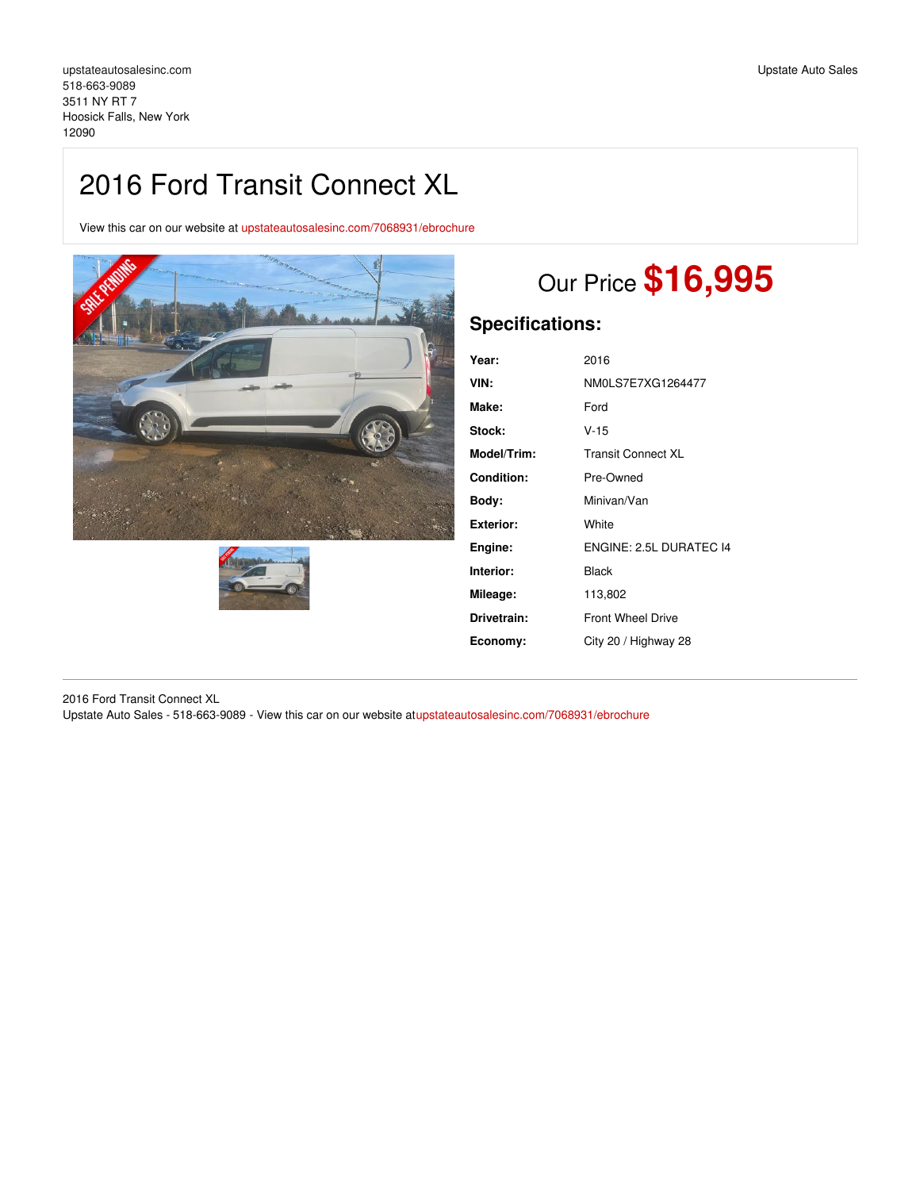upstateautosalesinc.com
518-663-9089
3511 NY RT 7
Hoosick Falls, New York
12090

Upstate Auto Sales

# 2016 Ford Transit Connect XL

View this car on our website at upstateautosalesinc.com/7068931/ebrochure

## Our Price **$16,995**

## Specifications:

| | |
|---|---|
| **Year:** | 2016 |
| **VIN:** | NM0LS7E7XG1264477 |
| **Make:** | Ford |
| **Stock:** | V-15 |
| **Model/Trim:** | Transit Connect XL |
| **Condition:** | Pre-Owned |
| **Body:** | Minivan/Van |
| **Exterior:** | White |
| **Engine:** | ENGINE: 2.5L DURATEC I4 |
| **Interior:** | Black |
| **Mileage:** | 113,802 |
| **Drivetrain:** | Front Wheel Drive |
| **Economy:** | City 20 / Highway 28 |

2016 Ford Transit Connect XL
Upstate Auto Sales - 518-663-9089 - View this car on our website atupstateautosalesinc.com/7068931/ebrochure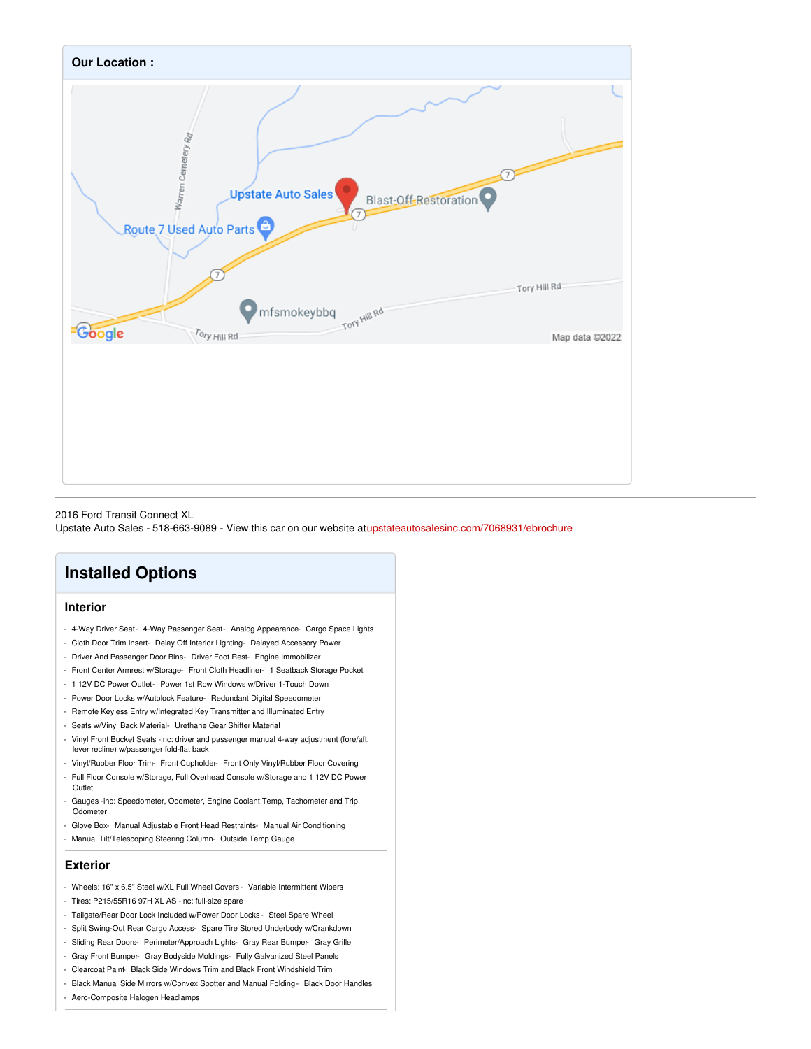## Our Location :

2016 Ford Transit Connect XL
Upstate Auto Sales - 518-663-9089 - View this car on our website atupstateautosalesinc.com/7068931/ebrochure

# Installed Options

## Interior

- 4-Way Driver Seat - 4-Way Passenger Seat - Analog Appearance - Cargo Space Lights
- Cloth Door Trim Insert - Delay Off Interior Lighting - Delayed Accessory Power
- Driver And Passenger Door Bins - Driver Foot Rest - Engine Immobilizer
- Front Center Armrest w/Storage - Front Cloth Headliner - 1 Seatback Storage Pocket
- 1 12V DC Power Outlet - Power 1st Row Windows w/Driver 1-Touch Down
- Power Door Locks w/Autolock Feature - Redundant Digital Speedometer
- Remote Keyless Entry w/Integrated Key Transmitter and Illuminated Entry
- Seats w/Vinyl Back Material - Urethane Gear Shifter Material
- Vinyl Front Bucket Seats -inc: driver and passenger manual 4-way adjustment (fore/aft, lever recline) w/passenger fold-flat back
- Vinyl/Rubber Floor Trim - Front Cupholder - Front Only Vinyl/Rubber Floor Covering
- Full Floor Console w/Storage, Full Overhead Console w/Storage and 1 12V DC Power Outlet
- Gauges -inc: Speedometer, Odometer, Engine Coolant Temp, Tachometer and Trip Odometer
- Glove Box - Manual Adjustable Front Head Restraints - Manual Air Conditioning
- Manual Tilt/Telescoping Steering Column - Outside Temp Gauge

## Exterior

- Wheels: 16" x 6.5" Steel w/XL Full Wheel Covers - Variable Intermittent Wipers
- Tires: P215/55R16 97H XL AS -inc: full-size spare
- Tailgate/Rear Door Lock Included w/Power Door Locks - Steel Spare Wheel
- Split Swing-Out Rear Cargo Access - Spare Tire Stored Underbody w/Crankdown
- Sliding Rear Doors - Perimeter/Approach Lights - Gray Rear Bumper - Gray Grille
- Gray Front Bumper - Gray Bodyside Moldings - Fully Galvanized Steel Panels
- Clearcoat Paint - Black Side Windows Trim and Black Front Windshield Trim
- Black Manual Side Mirrors w/Convex Spotter and Manual Folding - Black Door Handles
- Aero-Composite Halogen Headlamps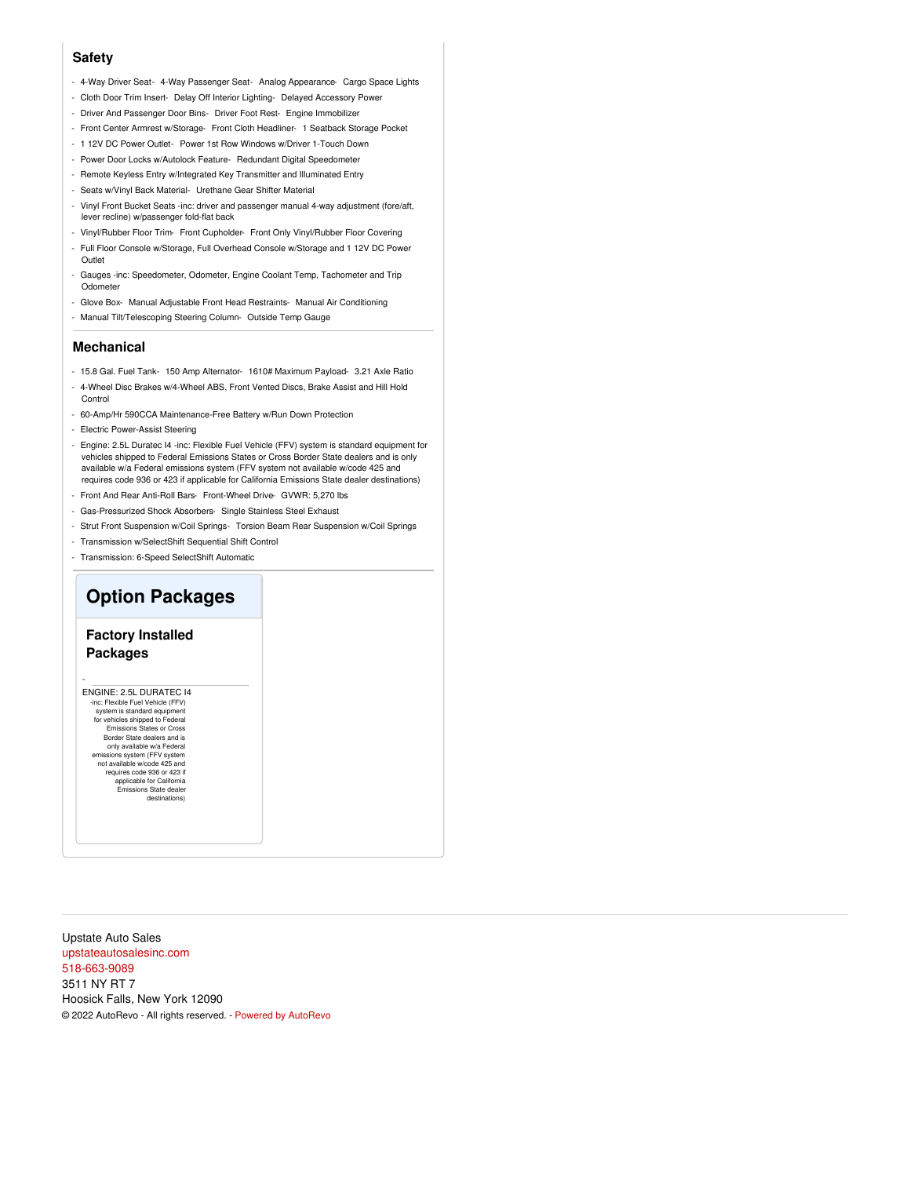## Safety

- 4-Way Driver Seat- 4-Way Passenger Seat- Analog Appearance- Cargo Space Lights
- Cloth Door Trim Insert- Delay Off Interior Lighting- Delayed Accessory Power
- Driver And Passenger Door Bins- Driver Foot Rest- Engine Immobilizer
- Front Center Armrest w/Storage- Front Cloth Headliner- 1 Seatback Storage Pocket
- 1 12V DC Power Outlet- Power 1st Row Windows w/Driver 1-Touch Down
- Power Door Locks w/Autolock Feature- Redundant Digital Speedometer
- Remote Keyless Entry w/Integrated Key Transmitter and Illuminated Entry
- Seats w/Vinyl Back Material- Urethane Gear Shifter Material
- Vinyl Front Bucket Seats -inc: driver and passenger manual 4-way adjustment (fore/aft, lever recline) w/passenger fold-flat back
- Vinyl/Rubber Floor Trim- Front Cupholder- Front Only Vinyl/Rubber Floor Covering
- Full Floor Console w/Storage, Full Overhead Console w/Storage and 1 12V DC Power Outlet
- Gauges -inc: Speedometer, Odometer, Engine Coolant Temp, Tachometer and Trip Odometer
- Glove Box- Manual Adjustable Front Head Restraints- Manual Air Conditioning
- Manual Tilt/Telescoping Steering Column- Outside Temp Gauge

## Mechanical

- 15.8 Gal. Fuel Tank- 150 Amp Alternator- 1610# Maximum Payload- 3.21 Axle Ratio
- 4-Wheel Disc Brakes w/4-Wheel ABS, Front Vented Discs, Brake Assist and Hill Hold Control
- 60-Amp/Hr 590CCA Maintenance-Free Battery w/Run Down Protection
- Electric Power-Assist Steering
- Engine: 2.5L Duratec I4 -inc: Flexible Fuel Vehicle (FFV) system is standard equipment for vehicles shipped to Federal Emissions States or Cross Border State dealers and is only available w/a Federal emissions system (FFV system not available w/code 425 and requires code 936 or 423 if applicable for California Emissions State dealer destinations)
- Front And Rear Anti-Roll Bars- Front-Wheel Drive- GVWR: 5,270 lbs
- Gas-Pressurized Shock Absorbers- Single Stainless Steel Exhaust
- Strut Front Suspension w/Coil Springs- Torsion Beam Rear Suspension w/Coil Springs
- Transmission w/SelectShift Sequential Shift Control
- Transmission: 6-Speed SelectShift Automatic

# Option Packages

### Factory Installed Packages

-

ENGINE: 2.5L DURATEC I4
-inc: Flexible Fuel Vehicle (FFV) system is standard equipment for vehicles shipped to Federal Emissions States or Cross Border State dealers and is only available w/a Federal emissions system (FFV system not available w/code 425 and requires code 936 or 423 if applicable for California Emissions State dealer destinations)

Upstate Auto Sales
upstateautosalesinc.com
518-663-9089
3511 NY RT 7
Hoosick Falls, New York 12090
© 2022 AutoRevo - All rights reserved. - Powered by AutoRevo